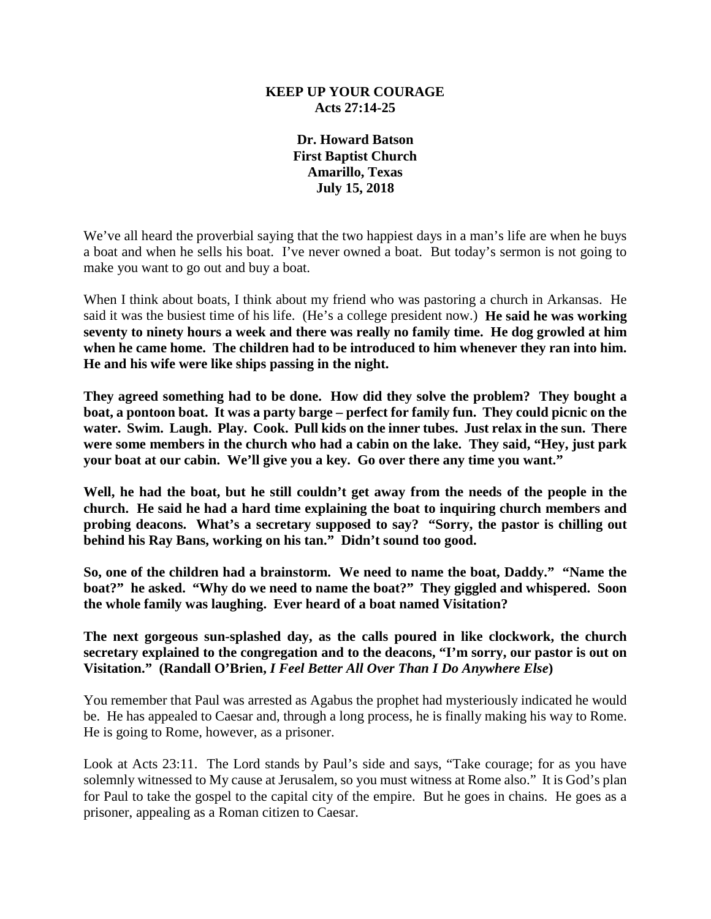**KEEP UP YOUR COURAGE**
**Acts 27:14-25**

**Dr. Howard Batson**
**First Baptist Church**
**Amarillo, Texas**
**July 15, 2018**

We've all heard the proverbial saying that the two happiest days in a man's life are when he buys a boat and when he sells his boat. I've never owned a boat. But today's sermon is not going to make you want to go out and buy a boat.

When I think about boats, I think about my friend who was pastoring a church in Arkansas. He said it was the busiest time of his life. (He's a college president now.) **He said he was working seventy to ninety hours a week and there was really no family time. He dog growled at him when he came home. The children had to be introduced to him whenever they ran into him. He and his wife were like ships passing in the night.**

**They agreed something had to be done. How did they solve the problem? They bought a boat, a pontoon boat. It was a party barge – perfect for family fun. They could picnic on the water. Swim. Laugh. Play. Cook. Pull kids on the inner tubes. Just relax in the sun. There were some members in the church who had a cabin on the lake. They said, "Hey, just park your boat at our cabin. We'll give you a key. Go over there any time you want."**

**Well, he had the boat, but he still couldn't get away from the needs of the people in the church. He said he had a hard time explaining the boat to inquiring church members and probing deacons. What's a secretary supposed to say? "Sorry, the pastor is chilling out behind his Ray Bans, working on his tan." Didn't sound too good.**

**So, one of the children had a brainstorm. We need to name the boat, Daddy." "Name the boat?" he asked. "Why do we need to name the boat?" They giggled and whispered. Soon the whole family was laughing. Ever heard of a boat named Visitation?**

**The next gorgeous sun-splashed day, as the calls poured in like clockwork, the church secretary explained to the congregation and to the deacons, "I'm sorry, our pastor is out on Visitation." (Randall O'Brien, *I Feel Better All Over Than I Do Anywhere Else*)**

You remember that Paul was arrested as Agabus the prophet had mysteriously indicated he would be. He has appealed to Caesar and, through a long process, he is finally making his way to Rome. He is going to Rome, however, as a prisoner.

Look at Acts 23:11. The Lord stands by Paul's side and says, "Take courage; for as you have solemnly witnessed to My cause at Jerusalem, so you must witness at Rome also." It is God's plan for Paul to take the gospel to the capital city of the empire. But he goes in chains. He goes as a prisoner, appealing as a Roman citizen to Caesar.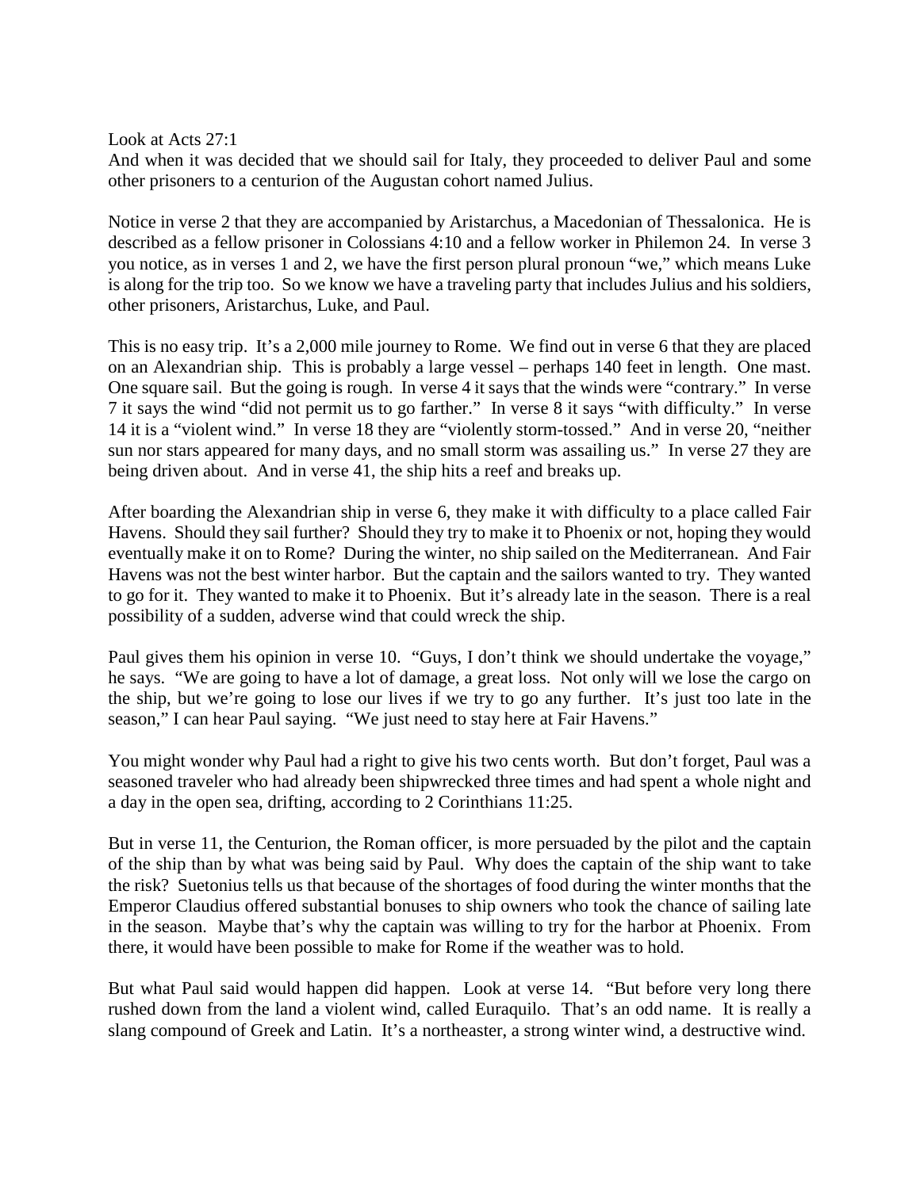Look at Acts 27:1

And when it was decided that we should sail for Italy, they proceeded to deliver Paul and some other prisoners to a centurion of the Augustan cohort named Julius.

Notice in verse 2 that they are accompanied by Aristarchus, a Macedonian of Thessalonica. He is described as a fellow prisoner in Colossians 4:10 and a fellow worker in Philemon 24. In verse 3 you notice, as in verses 1 and 2, we have the first person plural pronoun "we," which means Luke is along for the trip too. So we know we have a traveling party that includes Julius and his soldiers, other prisoners, Aristarchus, Luke, and Paul.

This is no easy trip. It's a 2,000 mile journey to Rome. We find out in verse 6 that they are placed on an Alexandrian ship. This is probably a large vessel – perhaps 140 feet in length. One mast. One square sail. But the going is rough. In verse 4 it says that the winds were "contrary." In verse 7 it says the wind "did not permit us to go farther." In verse 8 it says "with difficulty." In verse 14 it is a "violent wind." In verse 18 they are "violently storm-tossed." And in verse 20, "neither sun nor stars appeared for many days, and no small storm was assailing us." In verse 27 they are being driven about. And in verse 41, the ship hits a reef and breaks up.

After boarding the Alexandrian ship in verse 6, they make it with difficulty to a place called Fair Havens. Should they sail further? Should they try to make it to Phoenix or not, hoping they would eventually make it on to Rome? During the winter, no ship sailed on the Mediterranean. And Fair Havens was not the best winter harbor. But the captain and the sailors wanted to try. They wanted to go for it. They wanted to make it to Phoenix. But it's already late in the season. There is a real possibility of a sudden, adverse wind that could wreck the ship.

Paul gives them his opinion in verse 10. "Guys, I don't think we should undertake the voyage," he says. "We are going to have a lot of damage, a great loss. Not only will we lose the cargo on the ship, but we're going to lose our lives if we try to go any further. It's just too late in the season," I can hear Paul saying. "We just need to stay here at Fair Havens."

You might wonder why Paul had a right to give his two cents worth. But don't forget, Paul was a seasoned traveler who had already been shipwrecked three times and had spent a whole night and a day in the open sea, drifting, according to 2 Corinthians 11:25.

But in verse 11, the Centurion, the Roman officer, is more persuaded by the pilot and the captain of the ship than by what was being said by Paul. Why does the captain of the ship want to take the risk? Suetonius tells us that because of the shortages of food during the winter months that the Emperor Claudius offered substantial bonuses to ship owners who took the chance of sailing late in the season. Maybe that's why the captain was willing to try for the harbor at Phoenix. From there, it would have been possible to make for Rome if the weather was to hold.

But what Paul said would happen did happen. Look at verse 14. "But before very long there rushed down from the land a violent wind, called Euraquilo. That's an odd name. It is really a slang compound of Greek and Latin. It's a northeaster, a strong winter wind, a destructive wind.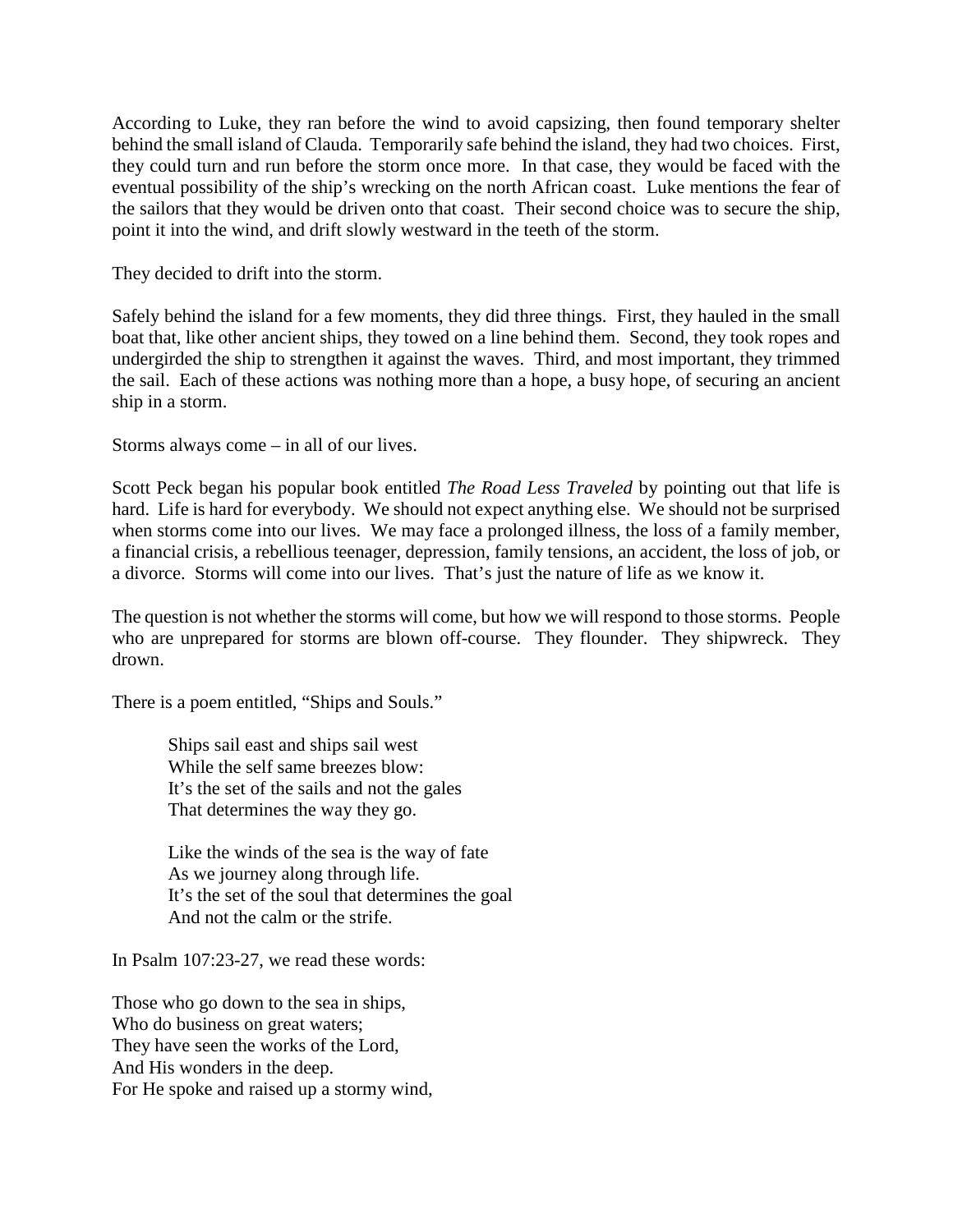According to Luke, they ran before the wind to avoid capsizing, then found temporary shelter behind the small island of Clauda. Temporarily safe behind the island, they had two choices. First, they could turn and run before the storm once more. In that case, they would be faced with the eventual possibility of the ship's wrecking on the north African coast. Luke mentions the fear of the sailors that they would be driven onto that coast. Their second choice was to secure the ship, point it into the wind, and drift slowly westward in the teeth of the storm.

They decided to drift into the storm.

Safely behind the island for a few moments, they did three things. First, they hauled in the small boat that, like other ancient ships, they towed on a line behind them. Second, they took ropes and undergirded the ship to strengthen it against the waves. Third, and most important, they trimmed the sail. Each of these actions was nothing more than a hope, a busy hope, of securing an ancient ship in a storm.

Storms always come – in all of our lives.

Scott Peck began his popular book entitled *The Road Less Traveled* by pointing out that life is hard. Life is hard for everybody. We should not expect anything else. We should not be surprised when storms come into our lives. We may face a prolonged illness, the loss of a family member, a financial crisis, a rebellious teenager, depression, family tensions, an accident, the loss of job, or a divorce. Storms will come into our lives. That's just the nature of life as we know it.

The question is not whether the storms will come, but how we will respond to those storms. People who are unprepared for storms are blown off-course. They flounder. They shipwreck. They drown.

There is a poem entitled, "Ships and Souls."

> Ships sail east and ships sail west
> While the self same breezes blow:
> It's the set of the sails and not the gales
> That determines the way they go.
>
> Like the winds of the sea is the way of fate
> As we journey along through life.
> It's the set of the soul that determines the goal
> And not the calm or the strife.

In Psalm 107:23-27, we read these words:

Those who go down to the sea in ships,
Who do business on great waters;
They have seen the works of the Lord,
And His wonders in the deep.
For He spoke and raised up a stormy wind,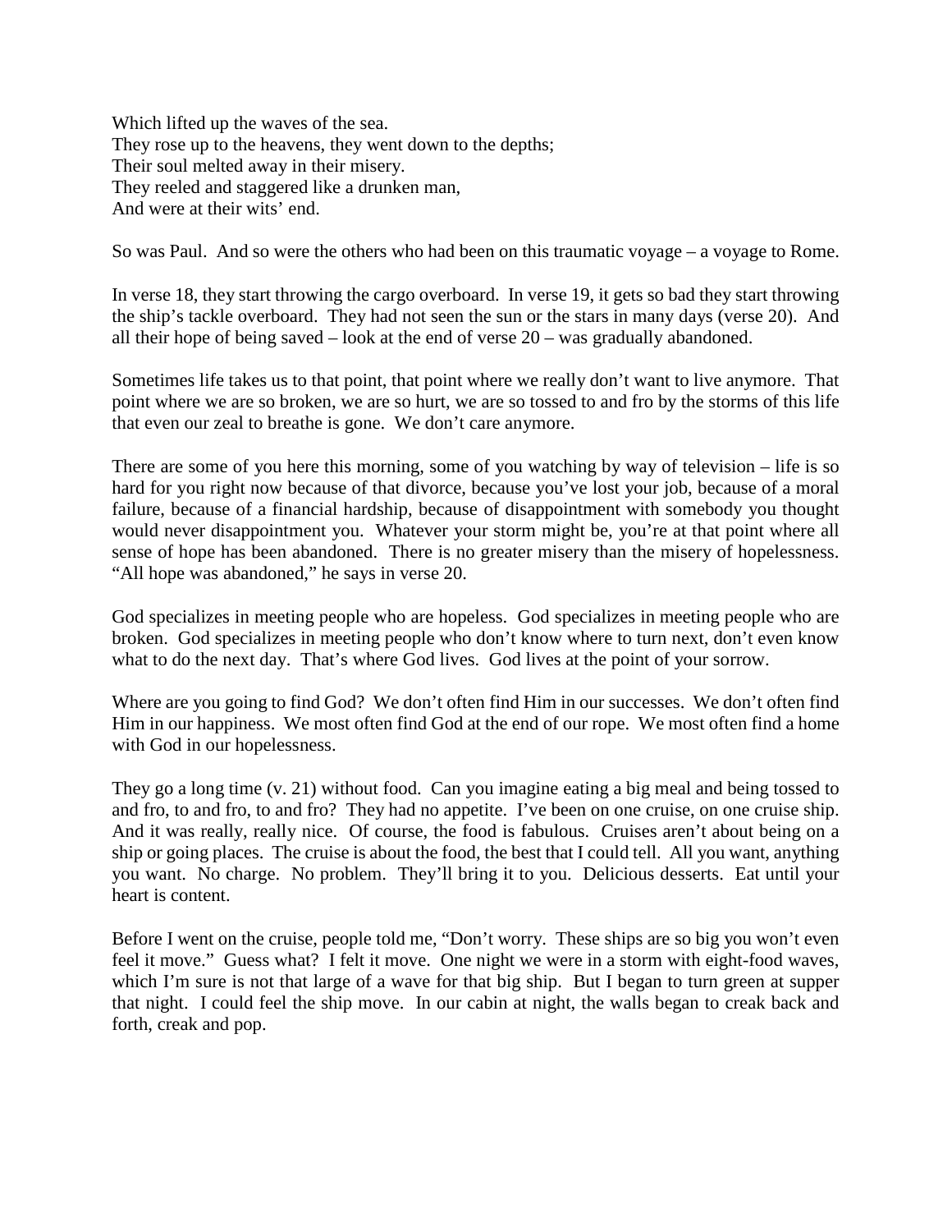Which lifted up the waves of the sea.  
They rose up to the heavens, they went down to the depths;  
Their soul melted away in their misery.  
They reeled and staggered like a drunken man,  
And were at their wits' end.

So was Paul. And so were the others who had been on this traumatic voyage – a voyage to Rome.

In verse 18, they start throwing the cargo overboard. In verse 19, it gets so bad they start throwing the ship's tackle overboard. They had not seen the sun or the stars in many days (verse 20). And all their hope of being saved – look at the end of verse 20 – was gradually abandoned.

Sometimes life takes us to that point, that point where we really don't want to live anymore. That point where we are so broken, we are so hurt, we are so tossed to and fro by the storms of this life that even our zeal to breathe is gone. We don't care anymore.

There are some of you here this morning, some of you watching by way of television – life is so hard for you right now because of that divorce, because you've lost your job, because of a moral failure, because of a financial hardship, because of disappointment with somebody you thought would never disappointment you. Whatever your storm might be, you're at that point where all sense of hope has been abandoned. There is no greater misery than the misery of hopelessness. "All hope was abandoned," he says in verse 20.

God specializes in meeting people who are hopeless. God specializes in meeting people who are broken. God specializes in meeting people who don't know where to turn next, don't even know what to do the next day. That's where God lives. God lives at the point of your sorrow.

Where are you going to find God? We don't often find Him in our successes. We don't often find Him in our happiness. We most often find God at the end of our rope. We most often find a home with God in our hopelessness.

They go a long time (v. 21) without food. Can you imagine eating a big meal and being tossed to and fro, to and fro, to and fro? They had no appetite. I've been on one cruise, on one cruise ship. And it was really, really nice. Of course, the food is fabulous. Cruises aren't about being on a ship or going places. The cruise is about the food, the best that I could tell. All you want, anything you want. No charge. No problem. They'll bring it to you. Delicious desserts. Eat until your heart is content.

Before I went on the cruise, people told me, "Don't worry. These ships are so big you won't even feel it move." Guess what? I felt it move. One night we were in a storm with eight-food waves, which I'm sure is not that large of a wave for that big ship. But I began to turn green at supper that night. I could feel the ship move. In our cabin at night, the walls began to creak back and forth, creak and pop.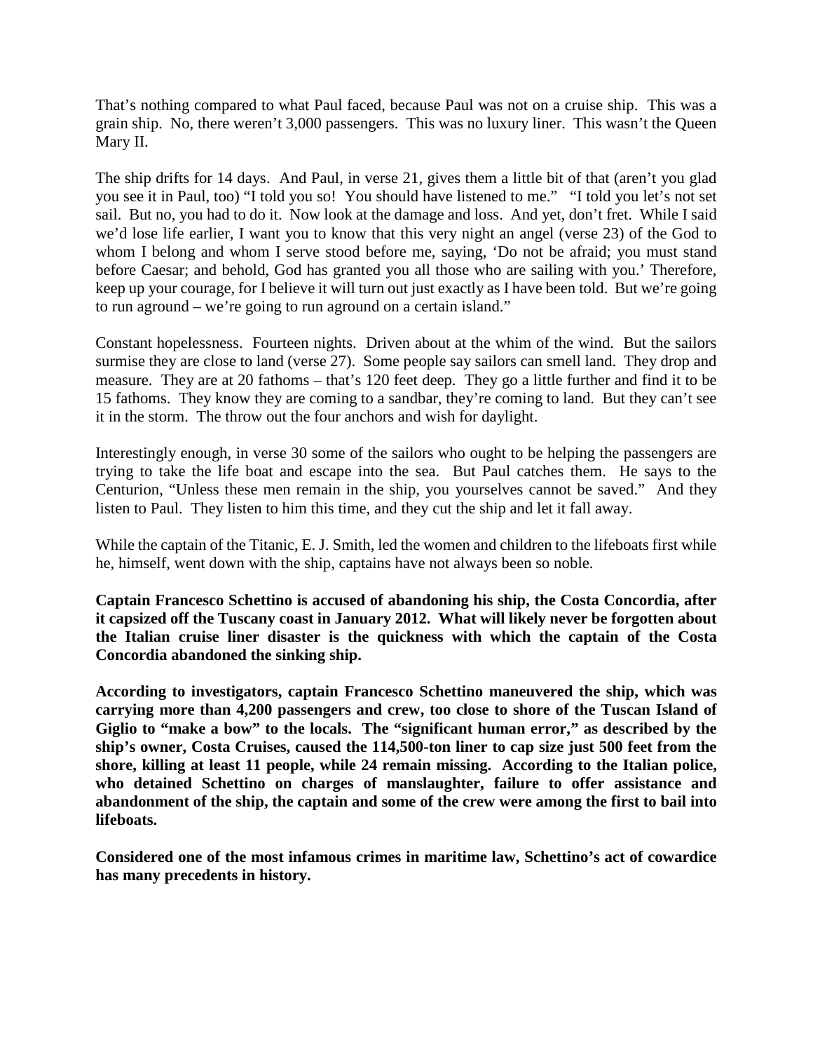That's nothing compared to what Paul faced, because Paul was not on a cruise ship. This was a grain ship. No, there weren't 3,000 passengers. This was no luxury liner. This wasn't the Queen Mary II.

The ship drifts for 14 days. And Paul, in verse 21, gives them a little bit of that (aren't you glad you see it in Paul, too) "I told you so! You should have listened to me." "I told you let's not set sail. But no, you had to do it. Now look at the damage and loss. And yet, don't fret. While I said we'd lose life earlier, I want you to know that this very night an angel (verse 23) of the God to whom I belong and whom I serve stood before me, saying, 'Do not be afraid; you must stand before Caesar; and behold, God has granted you all those who are sailing with you.' Therefore, keep up your courage, for I believe it will turn out just exactly as I have been told. But we're going to run aground – we're going to run aground on a certain island."

Constant hopelessness. Fourteen nights. Driven about at the whim of the wind. But the sailors surmise they are close to land (verse 27). Some people say sailors can smell land. They drop and measure. They are at 20 fathoms – that's 120 feet deep. They go a little further and find it to be 15 fathoms. They know they are coming to a sandbar, they're coming to land. But they can't see it in the storm. The throw out the four anchors and wish for daylight.

Interestingly enough, in verse 30 some of the sailors who ought to be helping the passengers are trying to take the life boat and escape into the sea. But Paul catches them. He says to the Centurion, "Unless these men remain in the ship, you yourselves cannot be saved." And they listen to Paul. They listen to him this time, and they cut the ship and let it fall away.

While the captain of the Titanic, E. J. Smith, led the women and children to the lifeboats first while he, himself, went down with the ship, captains have not always been so noble.

**Captain Francesco Schettino is accused of abandoning his ship, the Costa Concordia, after it capsized off the Tuscany coast in January 2012. What will likely never be forgotten about the Italian cruise liner disaster is the quickness with which the captain of the Costa Concordia abandoned the sinking ship.**

**According to investigators, captain Francesco Schettino maneuvered the ship, which was carrying more than 4,200 passengers and crew, too close to shore of the Tuscan Island of Giglio to "make a bow" to the locals. The "significant human error," as described by the ship's owner, Costa Cruises, caused the 114,500-ton liner to cap size just 500 feet from the shore, killing at least 11 people, while 24 remain missing. According to the Italian police, who detained Schettino on charges of manslaughter, failure to offer assistance and abandonment of the ship, the captain and some of the crew were among the first to bail into lifeboats.**

**Considered one of the most infamous crimes in maritime law, Schettino's act of cowardice has many precedents in history.**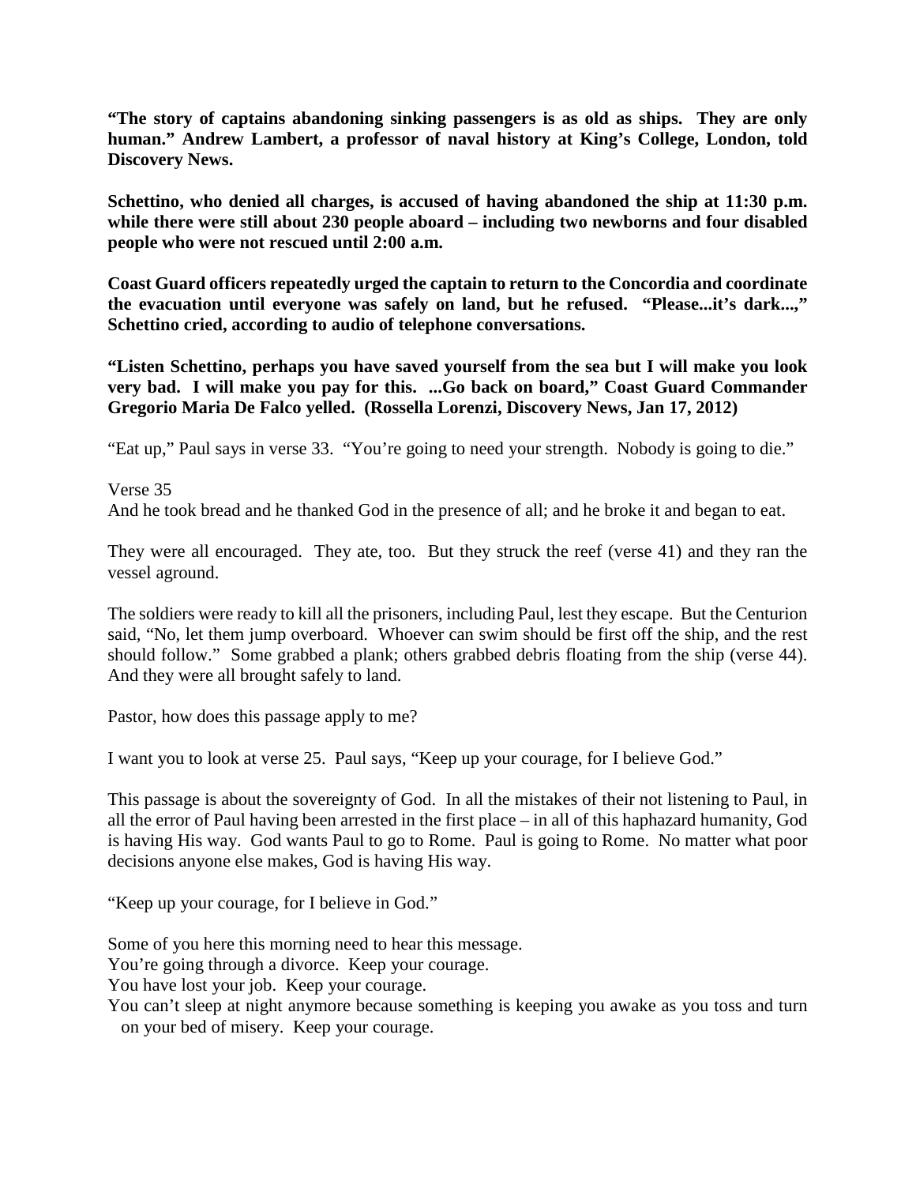**"The story of captains abandoning sinking passengers is as old as ships. They are only human." Andrew Lambert, a professor of naval history at King's College, London, told Discovery News.**

**Schettino, who denied all charges, is accused of having abandoned the ship at 11:30 p.m. while there were still about 230 people aboard – including two newborns and four disabled people who were not rescued until 2:00 a.m.**

**Coast Guard officers repeatedly urged the captain to return to the Concordia and coordinate the evacuation until everyone was safely on land, but he refused. "Please...it's dark...," Schettino cried, according to audio of telephone conversations.**

**"Listen Schettino, perhaps you have saved yourself from the sea but I will make you look very bad. I will make you pay for this. ...Go back on board," Coast Guard Commander Gregorio Maria De Falco yelled. (Rossella Lorenzi, Discovery News, Jan 17, 2012)**

"Eat up," Paul says in verse 33. "You're going to need your strength. Nobody is going to die."

Verse 35
And he took bread and he thanked God in the presence of all; and he broke it and began to eat.

They were all encouraged. They ate, too. But they struck the reef (verse 41) and they ran the vessel aground.

The soldiers were ready to kill all the prisoners, including Paul, lest they escape. But the Centurion said, "No, let them jump overboard. Whoever can swim should be first off the ship, and the rest should follow." Some grabbed a plank; others grabbed debris floating from the ship (verse 44). And they were all brought safely to land.

Pastor, how does this passage apply to me?

I want you to look at verse 25. Paul says, "Keep up your courage, for I believe God."

This passage is about the sovereignty of God. In all the mistakes of their not listening to Paul, in all the error of Paul having been arrested in the first place – in all of this haphazard humanity, God is having His way. God wants Paul to go to Rome. Paul is going to Rome. No matter what poor decisions anyone else makes, God is having His way.

"Keep up your courage, for I believe in God."

Some of you here this morning need to hear this message.
You're going through a divorce. Keep your courage.
You have lost your job. Keep your courage.
You can't sleep at night anymore because something is keeping you awake as you toss and turn on your bed of misery. Keep your courage.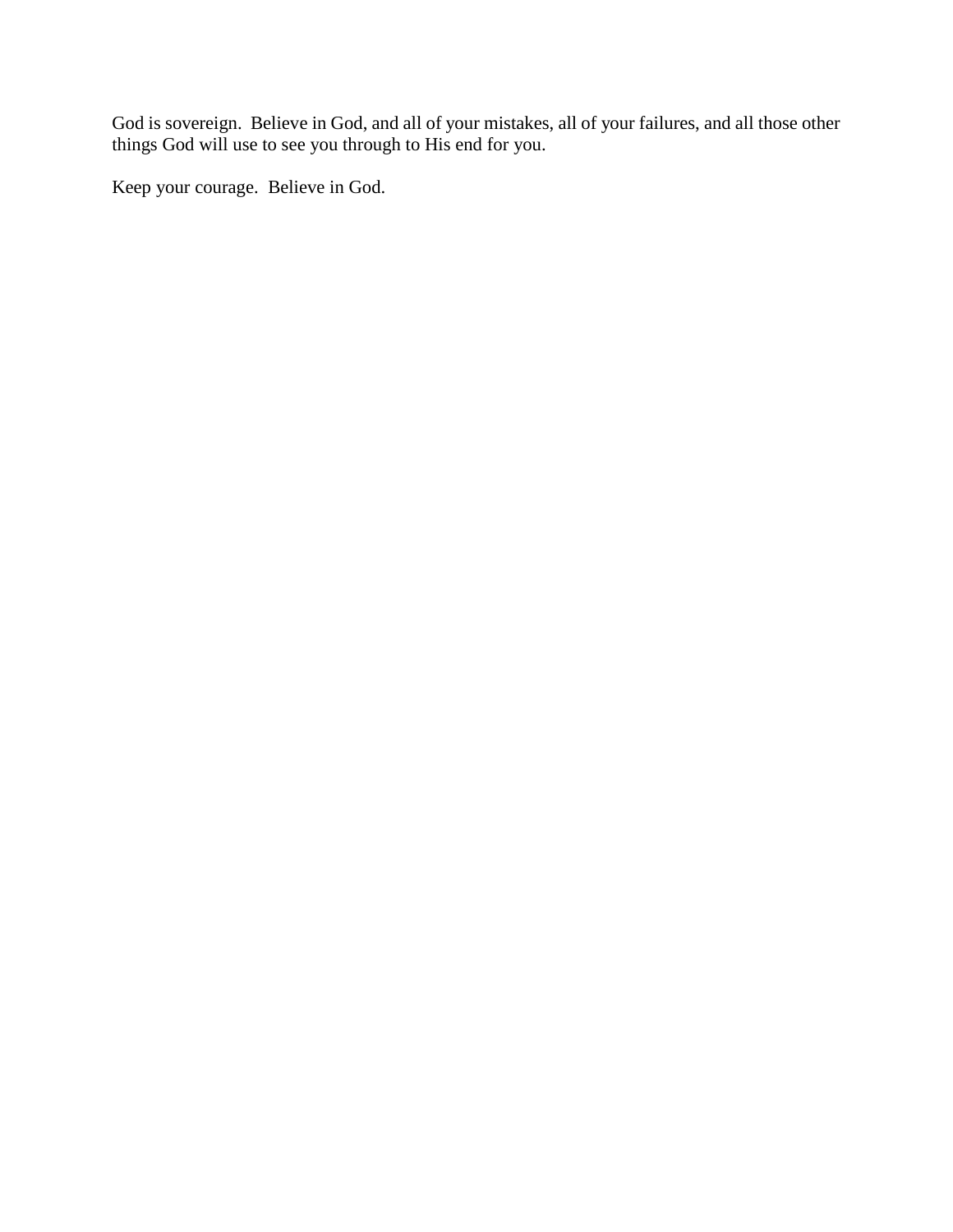God is sovereign.  Believe in God, and all of your mistakes, all of your failures, and all those other things God will use to see you through to His end for you.

Keep your courage.  Believe in God.